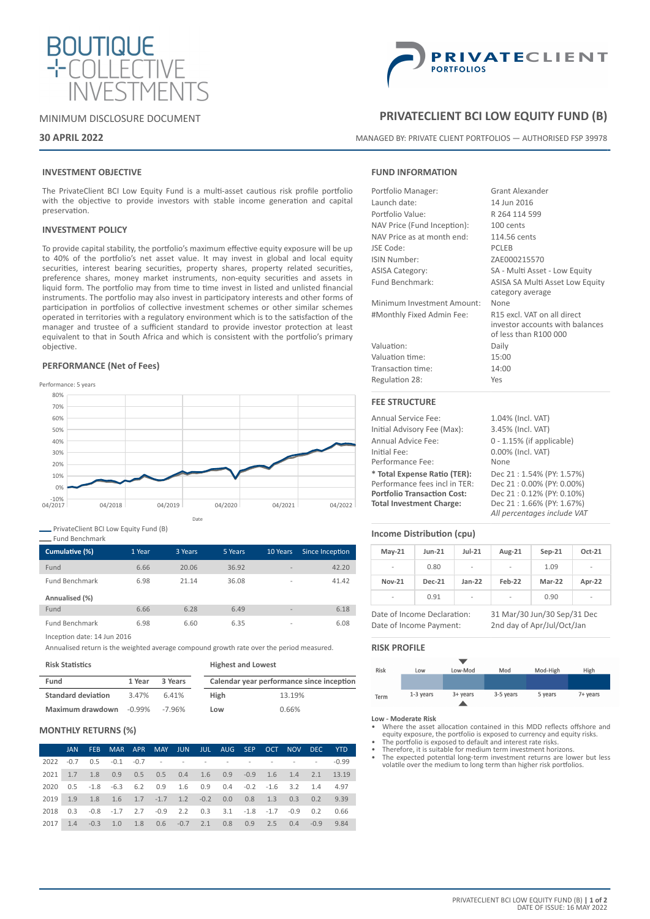BOUTIQUE COLLECTIVE INVESTMENTS

PRIVATECLIENT PORTFOLIOS

MINIMUM DISCLOSURE DOCUMENT

**30 APRIL 2022**

# PRIVATECLIENT BCI LOW EQUITY FUND (B)

MANAGED BY: PRIVATE CLIENT PORTFOLIOS — AUTHORISED FSP 39978

## INVESTMENT OBJECTIVE

The PrivateClient BCI Low Equity Fund is a multi-asset cautious risk profile portfolio with the objective to provide investors with stable income generation and capital preservation.

## INVESTMENT POLICY

To provide capital stability, the portfolio's maximum effective equity exposure will be up to 40% of the portfolio's net asset value. It may invest in global and local equity securities, interest bearing securities, property shares, property related securities, preference shares, money market instruments, non-equity securities and assets in liquid form. The portfolio may from time to time invest in listed and unlisted financial instruments. The portfolio may also invest in participatory interests and other forms of participation in portfolios of collective investment schemes or other similar schemes operated in territories with a regulatory environment which is to the satisfaction of the manager and trustee of a sufficient standard to provide investor protection at least equivalent to that in South Africa and which is consistent with the portfolio's primary objective.

## PERFORMANCE (Net of Fees)

Performance: 5 years

Legend: PrivateClient BCI Low Equity Fund (B); Fund Benchmark

| Cumulative (%) | 1 Year | 3 Years | 5 Years | 10 Years | Since Inception |
|---|---|---|---|---|---|
| Fund | 6.66 | 20.06 | 36.92 | - | 42.20 |
| Fund Benchmark | 6.98 | 21.14 | 36.08 | - | 41.42 |
| **Annualised (%)** | | | | | |
| Fund | 6.66 | 6.28 | 6.49 | - | 6.18 |
| Fund Benchmark | 6.98 | 6.60 | 6.35 | - | 6.08 |

Inception date: 14 Jun 2016

Annualised return is the weighted average compound growth rate over the period measured.

**Risk Statistics**

| Fund | 1 Year | 3 Years |
|---|---|---|
| **Standard deviation** | 3.47% | 6.41% |
| **Maximum drawdown** | -0.99% | -7.96% |

**Highest and Lowest**

| Calendar year performance since inception | |
|---|---|
| High | 13.19% |
| Low | 0.66% |

## MONTHLY RETURNS (%)

| | JAN | FEB | MAR | APR | MAY | JUN | JUL | AUG | SEP | OCT | NOV | DEC | YTD |
|---|---|---|---|---|---|---|---|---|---|---|---|---|---|
| 2022 | -0.7 | 0.5 | -0.1 | -0.7 | - | - | - | - | - | - | - | - | -0.99 |
| 2021 | 1.7 | 1.8 | 0.9 | 0.5 | 0.5 | 0.4 | 1.6 | 0.9 | -0.9 | 1.6 | 1.4 | 2.1 | 13.19 |
| 2020 | 0.5 | -1.8 | -6.3 | 6.2 | 0.9 | 1.6 | 0.9 | 0.4 | -0.2 | -1.6 | 3.2 | 1.4 | 4.97 |
| 2019 | 1.9 | 1.8 | 1.6 | 1.7 | -1.7 | 1.2 | -0.2 | 0.0 | 0.8 | 1.3 | 0.3 | 0.2 | 9.39 |
| 2018 | 0.3 | -0.8 | -1.7 | 2.7 | -0.9 | 2.2 | 0.3 | 3.1 | -1.8 | -1.7 | -0.9 | 0.2 | 0.66 |
| 2017 | 1.4 | -0.3 | 1.0 | 1.8 | 0.6 | -0.7 | 2.1 | 0.8 | 0.9 | 2.5 | 0.4 | -0.9 | 9.84 |

## FUND INFORMATION

| | |
|---|---|
| Portfolio Manager: | Grant Alexander |
| Launch date: | 14 Jun 2016 |
| Portfolio Value: | R 264 114 599 |
| NAV Price (Fund Inception): | 100 cents |
| NAV Price as at month end: | 114.56 cents |
| JSE Code: | PCLEB |
| ISIN Number: | ZAE000215570 |
| ASISA Category: | SA - Multi Asset - Low Equity |
| Fund Benchmark: | ASISA SA Multi Asset Low Equity category average |
| Minimum Investment Amount: | None |
| #Monthly Fixed Admin Fee: | R15 excl. VAT on all direct investor accounts with balances of less than R100 000 |
| Valuation: | Daily |
| Valuation time: | 15:00 |
| Transaction time: | 14:00 |
| Regulation 28: | Yes |

## FEE STRUCTURE

| | |
|---|---|
| Annual Service Fee: | 1.04% (Incl. VAT) |
| Initial Advisory Fee (Max): | 3.45% (Incl. VAT) |
| Annual Advice Fee: | 0 - 1.15% (if applicable) |
| Initial Fee: | 0.00% (Incl. VAT) |
| Performance Fee: | None |
| **\* Total Expense Ratio (TER):** | Dec 21 : 1.54% (PY: 1.57%) |
| Performance fees incl in TER: | Dec 21 : 0.00% (PY: 0.00%) |
| **Portfolio Transaction Cost:** | Dec 21 : 0.12% (PY: 0.10%) |
| **Total Investment Charge:** | Dec 21 : 1.66% (PY: 1.67%) |

*All percentages include VAT*

## Income Distribution (cpu)

| May-21 | Jun-21 | Jul-21 | Aug-21 | Sep-21 | Oct-21 |
|---|---|---|---|---|---|
| - | 0.80 | - | - | 1.09 | - |
| **Nov-21** | **Dec-21** | **Jan-22** | **Feb-22** | **Mar-22** | **Apr-22** |
| - | 0.91 | - | - | 0.90 | - |

| | |
|---|---|
| Date of Income Declaration: | 31 Mar/30 Jun/30 Sep/31 Dec |
| Date of Income Payment: | 2nd day of Apr/Jul/Oct/Jan |

## RISK PROFILE

| Risk | Low | Low-Mod | Mod | Mod-High | High |
|---|---|---|---|---|---|
| Term | 1-3 years | 3+ years | 3-5 years | 5 years | 7+ years |

**Low - Moderate Risk**

- Where the asset allocation contained in this MDD reflects offshore and equity exposure, the portfolio is exposed to currency and equity risks.
- The portfolio is exposed to default and interest rate risks.
- Therefore, it is suitable for medium term investment horizons.
- The expected potential long-term investment returns are lower but less volatile over the medium to long term than higher risk portfolios.

DATE OF ISSUE: 16 MAY 2022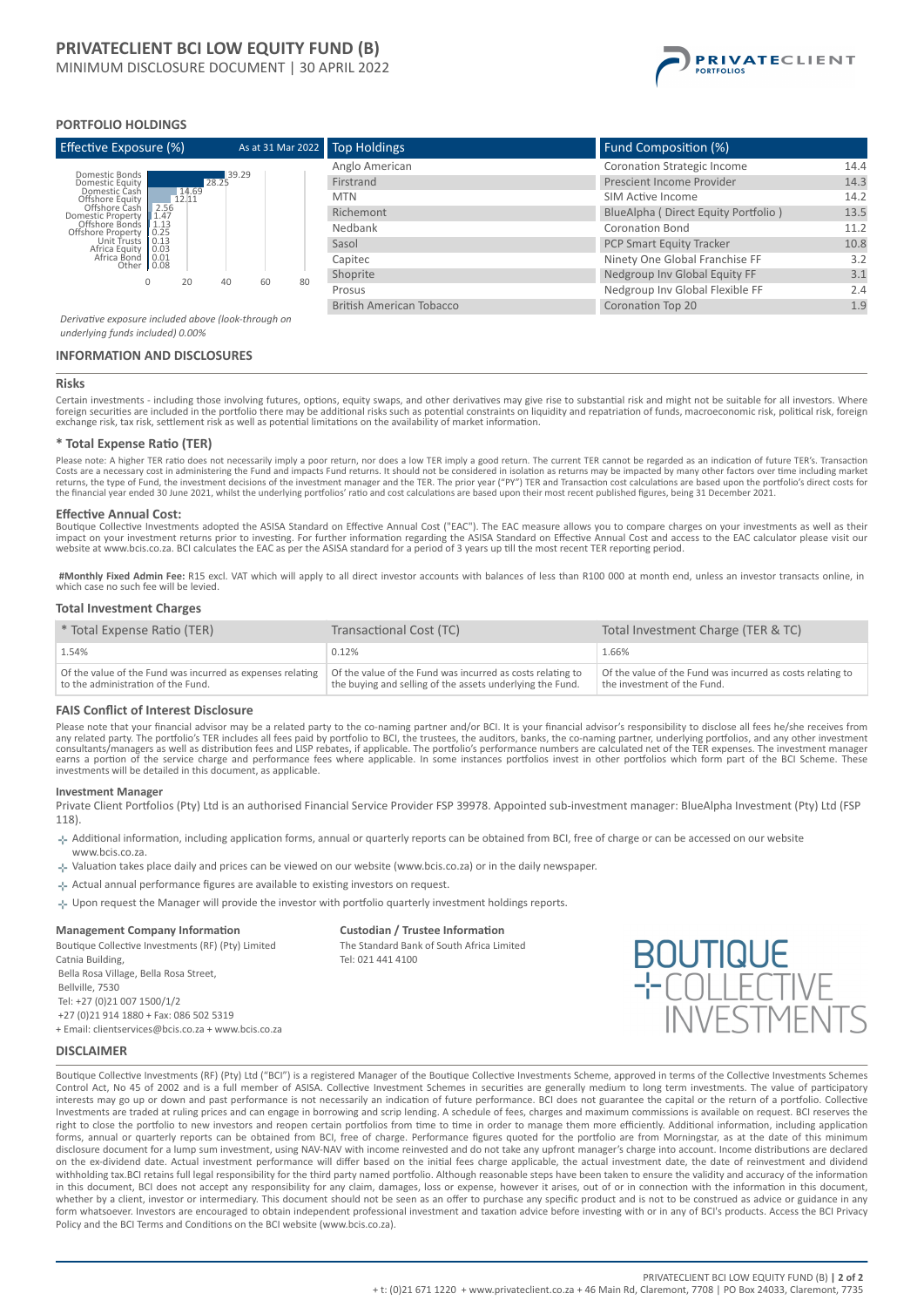# PRIVATECLIENT BCI LOW EQUITY FUND (B)

MINIMUM DISCLOSURE DOCUMENT | 30 APRIL 2022

## PORTFOLIO HOLDINGS

**Effective Exposure (%)** As at 31 Mar 2022

Domestic Bonds 39.29
Domestic Equity 28.25
Domestic Cash 14.69
Offshore Equity 12.11
Offshore Cash 2.56
Domestic Property 1.47
Offshore Bonds 1.13
Offshore Property 0.25
Unit Trusts 0.13
Africa Equity 0.03
Africa Bond 0.01
Other 0.08

0 20 40 60 80

*Derivative exposure included above (look-through on underlying funds included) 0.00%*

| Top Holdings |
|---|
| Anglo American |
| Firstrand |
| MTN |
| Richemont |
| Nedbank |
| Sasol |
| Capitec |
| Shoprite |
| Prosus |
| British American Tobacco |

| Fund Composition (%) | |
|---|---|
| Coronation Strategic Income | 14.4 |
| Prescient Income Provider | 14.3 |
| SIM Active Income | 14.2 |
| BlueAlpha ( Direct Equity Portfolio ) | 13.5 |
| Coronation Bond | 11.2 |
| PCP Smart Equity Tracker | 10.8 |
| Ninety One Global Franchise FF | 3.2 |
| Nedgroup Inv Global Equity FF | 3.1 |
| Nedgroup Inv Global Flexible FF | 2.4 |
| Coronation Top 20 | 1.9 |

## INFORMATION AND DISCLOSURES

### Risks

Certain investments - including those involving futures, options, equity swaps, and other derivatives may give rise to substantial risk and might not be suitable for all investors. Where foreign securities are included in the portfolio there may be additional risks such as potential constraints on liquidity and repatriation of funds, macroeconomic risk, political risk, foreign exchange risk, tax risk, settlement risk as well as potential limitations on the availability of market information.

### * Total Expense Ratio (TER)

Please note: A higher TER ratio does not necessarily imply a poor return, nor does a low TER imply a good return. The current TER cannot be regarded as an indication of future TER's. Transaction Costs are a necessary cost in administering the Fund and impacts Fund returns. It should not be considered in isolation as returns may be impacted by many other factors over time including market returns, the type of Fund, the investment decisions of the investment manager and the TER. The prior year ("PY") TER and Transaction cost calculations are based upon the portfolio's direct costs for the financial year ended 30 June 2021, whilst the underlying portfolios' ratio and cost calculations are based upon their most recent published figures, being 31 December 2021.

### Effective Annual Cost:

Boutique Collective Investments adopted the ASISA Standard on Effective Annual Cost ("EAC"). The EAC measure allows you to compare charges on your investments as well as their impact on your investment returns prior to investing. For further information regarding the ASISA Standard on Effective Annual Cost and access to the EAC calculator please visit our website at www.bcis.co.za. BCI calculates the EAC as per the ASISA standard for a period of 3 years up till the most recent TER reporting period.

**#Monthly Fixed Admin Fee:** R15 excl. VAT which will apply to all direct investor accounts with balances of less than R100 000 at month end, unless an investor transacts online, in which case no such fee will be levied.

### Total Investment Charges

| * Total Expense Ratio (TER) | Transactional Cost (TC) | Total Investment Charge (TER & TC) |
|---|---|---|
| 1.54% | 0.12% | 1.66% |
| Of the value of the Fund was incurred as expenses relating to the administration of the Fund. | Of the value of the Fund was incurred as costs relating to the buying and selling of the assets underlying the Fund. | Of the value of the Fund was incurred as costs relating to the investment of the Fund. |

### FAIS Conflict of Interest Disclosure

Please note that your financial advisor may be a related party to the co-naming partner and/or BCI. It is your financial advisor's responsibility to disclose all fees he/she receives from any related party. The portfolio's TER includes all fees paid by portfolio to BCI, the trustees, the auditors, banks, the co-naming partner, underlying portfolios, and any other investment consultants/managers as well as distribution fees and LISP rebates, if applicable. The portfolio's performance numbers are calculated net of the TER expenses. The investment manager earns a portion of the service charge and performance fees where applicable. In some instances portfolios invest in other portfolios which form part of the BCI Scheme. These investments will be detailed in this document, as applicable.

#### Investment Manager

Private Client Portfolios (Pty) Ltd is an authorised Financial Service Provider FSP 39978. Appointed sub-investment manager: BlueAlpha Investment (Pty) Ltd (FSP 118).

- Additional information, including application forms, annual or quarterly reports can be obtained from BCI, free of charge or can be accessed on our website www.bcis.co.za.
- Valuation takes place daily and prices can be viewed on our website (www.bcis.co.za) or in the daily newspaper.
- Actual annual performance figures are available to existing investors on request.
- Upon request the Manager will provide the investor with portfolio quarterly investment holdings reports.

#### Management Company Information

Boutique Collective Investments (RF) (Pty) Limited
Catnia Building,
Bella Rosa Village, Bella Rosa Street,
Bellville, 7530
Tel: +27 (0)21 007 1500/1/2
+27 (0)21 914 1880 + Fax: 086 502 5319
+ Email: clientservices@bcis.co.za + www.bcis.co.za

#### Custodian / Trustee Information

The Standard Bank of South Africa Limited
Tel: 021 441 4100

BOUTIQUE COLLECTIVE INVESTMENTS

### DISCLAIMER

Boutique Collective Investments (RF) (Pty) Ltd ("BCI") is a registered Manager of the Boutique Collective Investments Scheme, approved in terms of the Collective Investments Schemes Control Act, No 45 of 2002 and is a full member of ASISA. Collective Investment Schemes in securities are generally medium to long term investments. The value of participatory interests may go up or down and past performance is not necessarily an indication of future performance. BCI does not guarantee the capital or the return of a portfolio. Collective Investments are traded at ruling prices and can engage in borrowing and scrip lending. A schedule of fees, charges and maximum commissions is available on request. BCI reserves the right to close the portfolio to new investors and reopen certain portfolios from time to time in order to manage them more efficiently. Additional information, including application forms, annual or quarterly reports can be obtained from BCI, free of charge. Performance figures quoted for the portfolio are from Morningstar, as at the date of this minimum disclosure document for a lump sum investment, using NAV-NAV with income reinvested and do not take any upfront manager's charge into account. Income distributions are declared on the ex-dividend date. Actual investment performance will differ based on the initial fees charge applicable, the actual investment date, the date of reinvestment and dividend withholding tax.BCI retains full legal responsibility for the third party named portfolio. Although reasonable steps have been taken to ensure the validity and accuracy of the information in this document, BCI does not accept any responsibility for any claim, damages, loss or expense, however it arises, out of or in connection with the information in this document, whether by a client, investor or intermediary. This document should not be seen as an offer to purchase any specific product and is not to be construed as advice or guidance in any form whatsoever. Investors are encouraged to obtain independent professional investment and taxation advice before investing with or in any of BCI's products. Access the BCI Privacy Policy and the BCI Terms and Conditions on the BCI website (www.bcis.co.za).

+ t: (0)21 671 1220 + www.privateclient.co.za + 46 Main Rd, Claremont, 7708 | PO Box 24033, Claremont, 7735